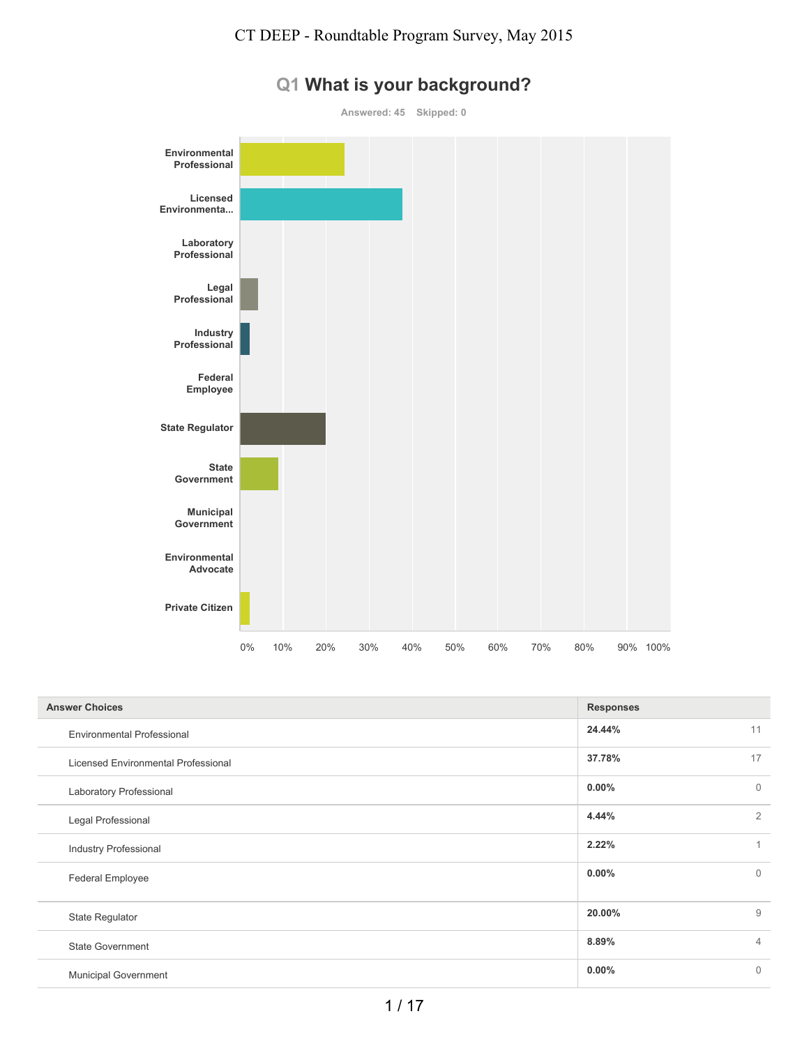# Q1 What is your background?

Answered: 45 Skipped: 0

| Answer Choices | Responses | |
|---|---|---|
| Environmental Professional | 24.44% | 11 |
| Licensed Environmental Professional | 37.78% | 17 |
| Laboratory Professional | 0.00% | 0 |
| Legal Professional | 4.44% | 2 |
| Industry Professional | 2.22% | 1 |
| Federal Employee | 0.00% | 0 |
| State Regulator | 20.00% | 9 |
| State Government | 8.89% | 4 |
| Municipal Government | 0.00% | 0 |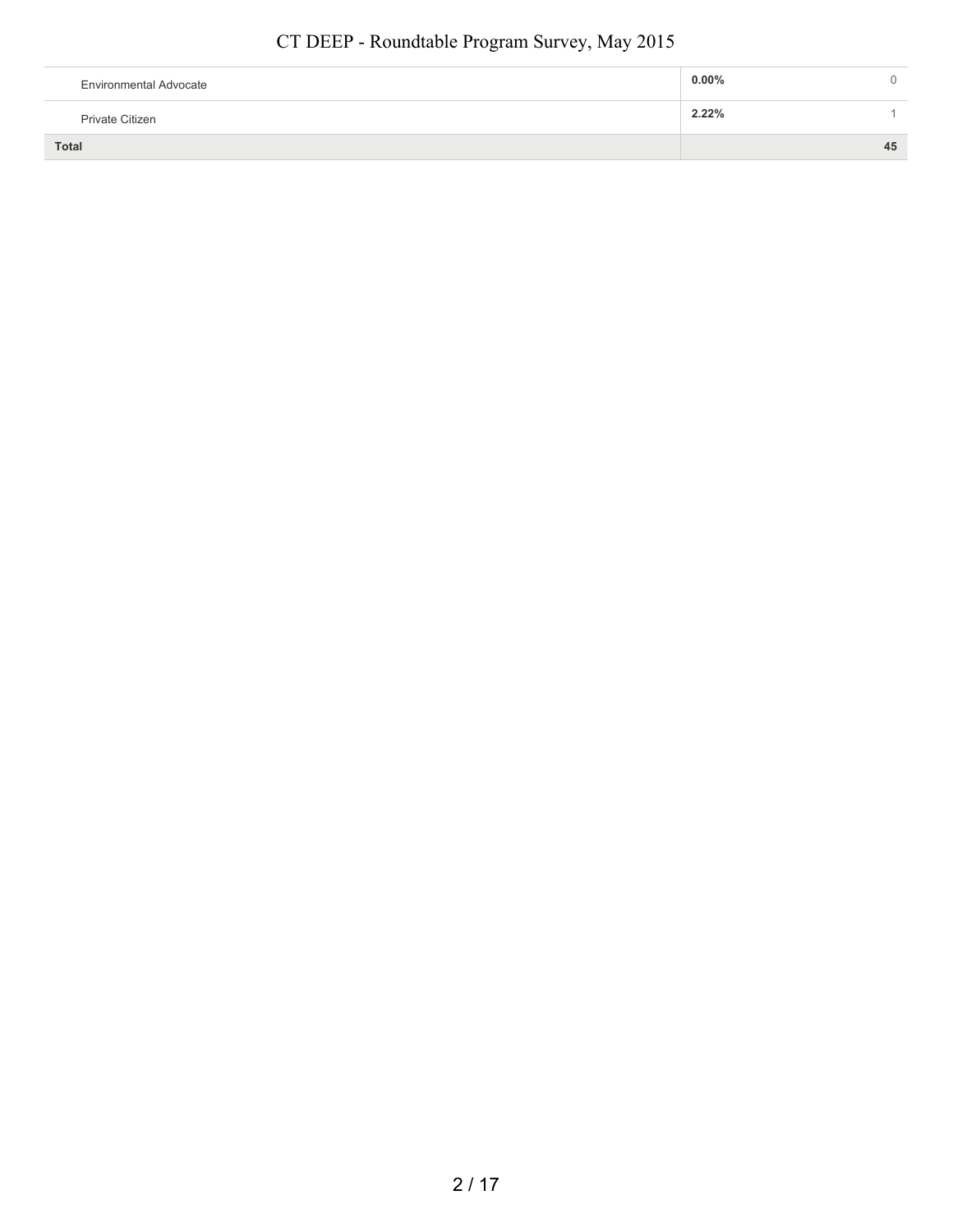| | | |
|---|---|---|
| Environmental Advocate | 0.00% | 0 |
| Private Citizen | 2.22% | 1 |
| **Total** | | **45** |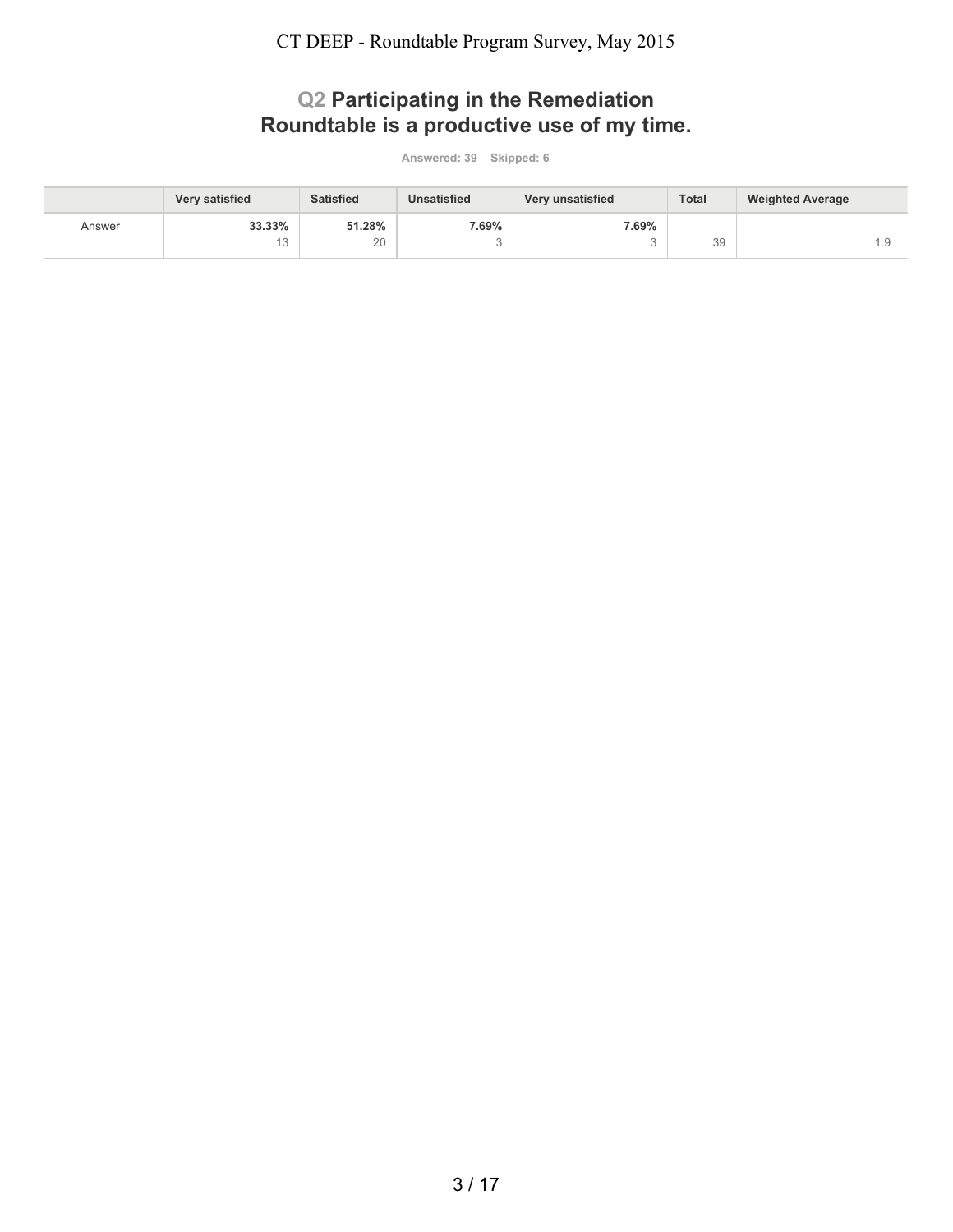## Q2 Participating in the Remediation Roundtable is a productive use of my time.

Answered: 39 Skipped: 6

| | Very satisfied | Satisfied | Unsatisfied | Very unsatisfied | Total | Weighted Average |
|---|---|---|---|---|---|---|
| Answer | **33.33%** 13 | **51.28%** 20 | **7.69%** 3 | **7.69%** 3 | 39 | 1.9 |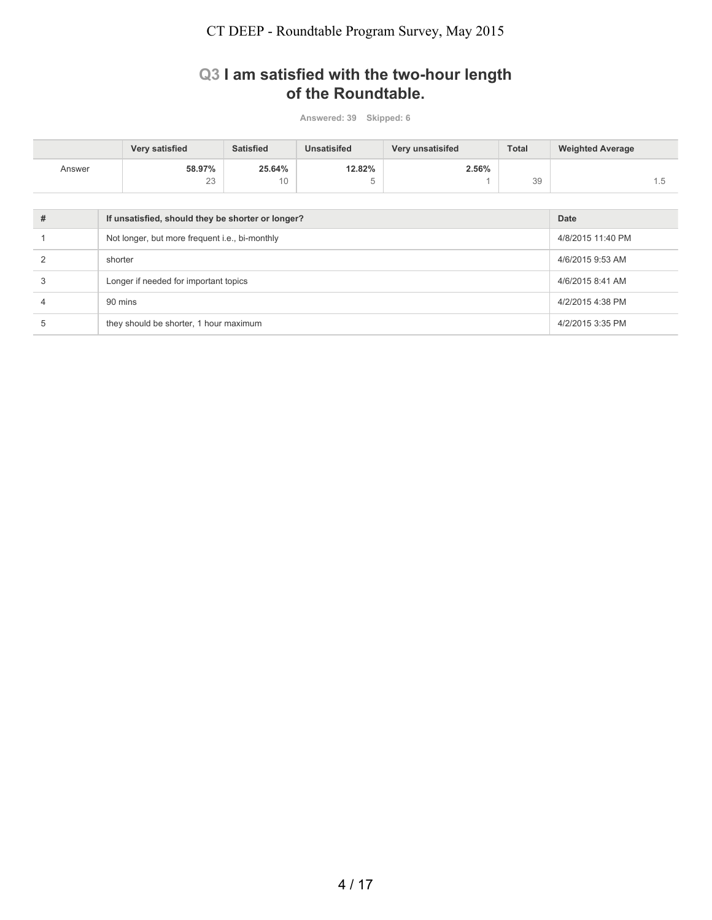## Q3 I am satisfied with the two-hour length of the Roundtable.

Answered: 39 Skipped: 6

| | Very satisfied | Satisfied | Unsatisifed | Very unsatisifed | Total | Weighted Average |
|---|---|---|---|---|---|---|
| Answer | **58.97%**<br>23 | **25.64%**<br>10 | **12.82%**<br>5 | **2.56%**<br>1 | 39 | 1.5 |

| # | If unsatisfied, should they be shorter or longer? | Date |
|---|---|---|
| 1 | Not longer, but more frequent i.e., bi-monthly | 4/8/2015 11:40 PM |
| 2 | shorter | 4/6/2015 9:53 AM |
| 3 | Longer if needed for important topics | 4/6/2015 8:41 AM |
| 4 | 90 mins | 4/2/2015 4:38 PM |
| 5 | they should be shorter, 1 hour maximum | 4/2/2015 3:35 PM |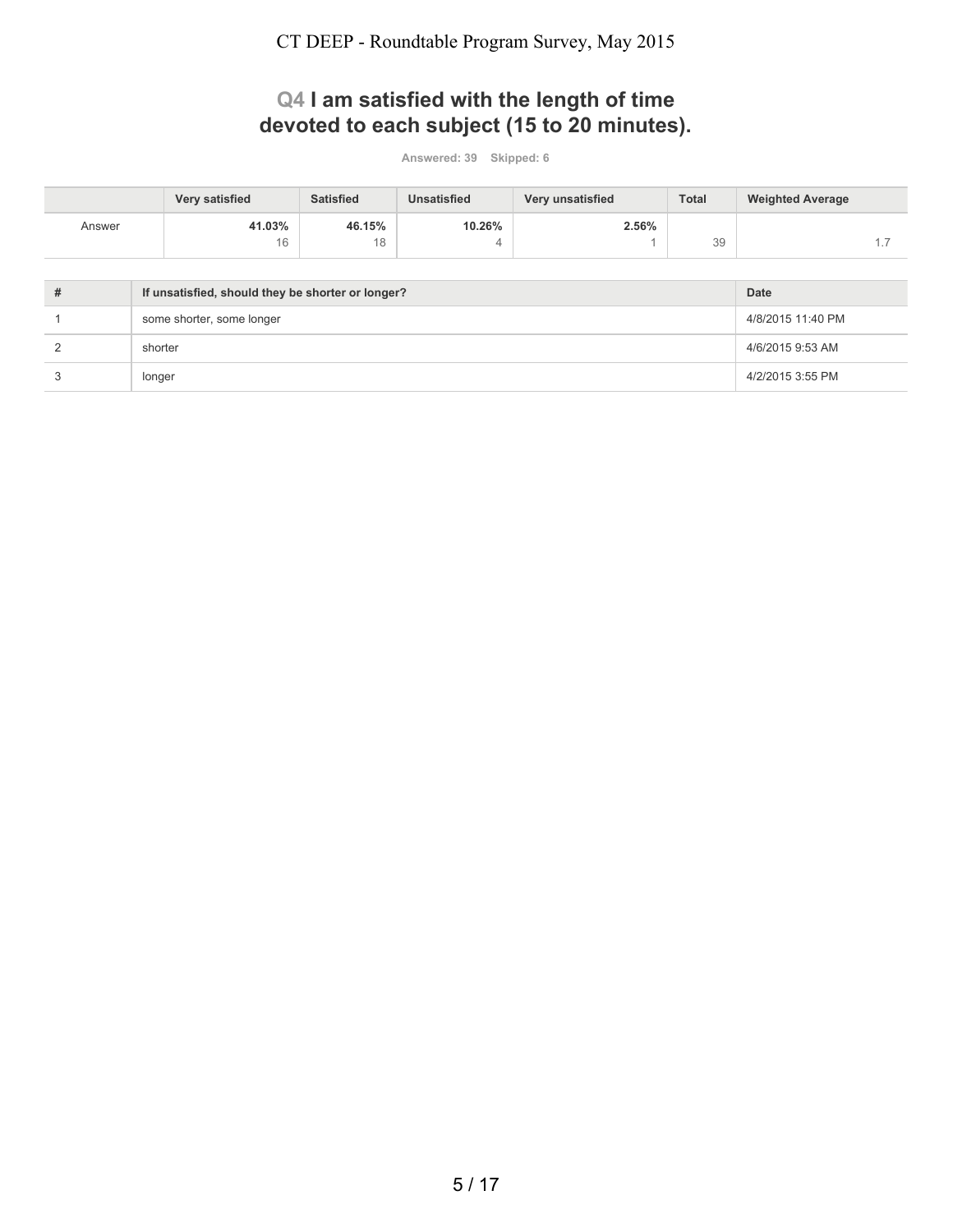## Q4 I am satisfied with the length of time devoted to each subject (15 to 20 minutes).

Answered: 39 Skipped: 6

| | Very satisfied | Satisfied | Unsatisfied | Very unsatisfied | Total | Weighted Average |
|---|---|---|---|---|---|---|
| Answer | **41.03%** 16 | **46.15%** 18 | **10.26%** 4 | **2.56%** 1 | 39 | 1.7 |

| # | If unsatisfied, should they be shorter or longer? | Date |
|---|---|---|
| 1 | some shorter, some longer | 4/8/2015 11:40 PM |
| 2 | shorter | 4/6/2015 9:53 AM |
| 3 | longer | 4/2/2015 3:55 PM |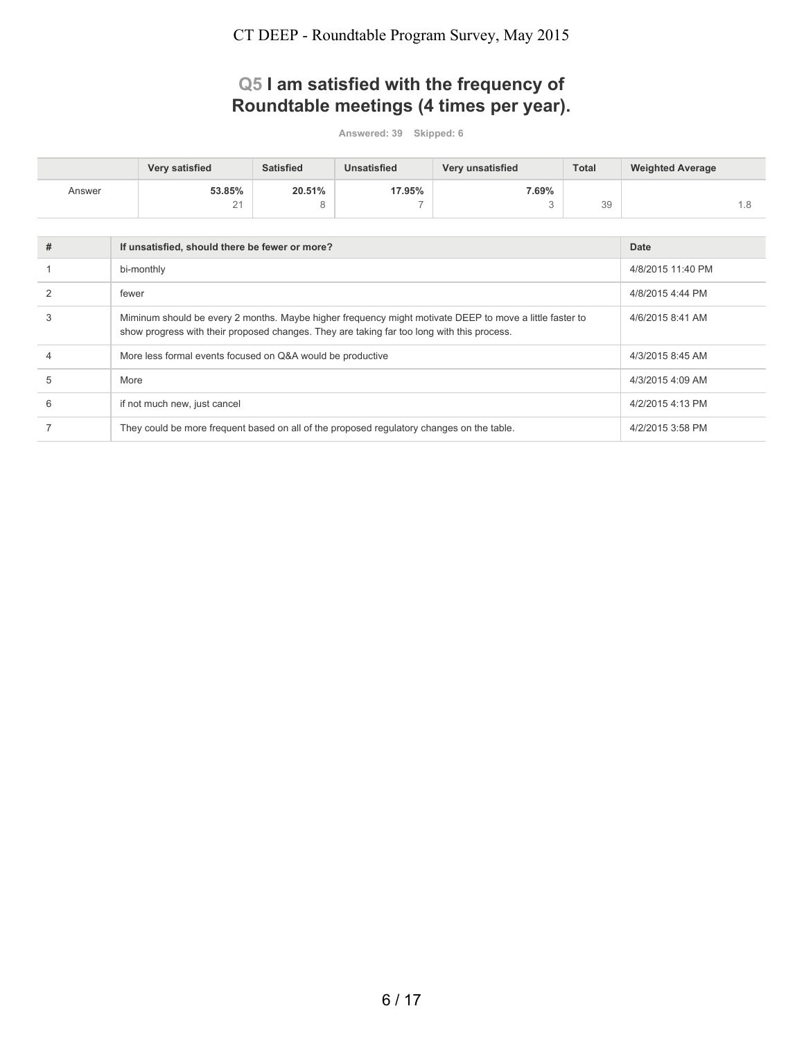## Q5 I am satisfied with the frequency of Roundtable meetings (4 times per year).

Answered: 39 Skipped: 6

|  | Very satisfied | Satisfied | Unsatisfied | Very unsatisfied | Total | Weighted Average |
|---|---|---|---|---|---|---|
| Answer | 53.85% 21 | 20.51% 8 | 17.95% 7 | 7.69% 3 | 39 | 1.8 |

| # | If unsatisfied, should there be fewer or more? | Date |
|---|---|---|
| 1 | bi-monthly | 4/8/2015 11:40 PM |
| 2 | fewer | 4/8/2015 4:44 PM |
| 3 | Miminum should be every 2 months. Maybe higher frequency might motivate DEEP to move a little faster to show progress with their proposed changes. They are taking far too long with this process. | 4/6/2015 8:41 AM |
| 4 | More less formal events focused on Q&A would be productive | 4/3/2015 8:45 AM |
| 5 | More | 4/3/2015 4:09 AM |
| 6 | if not much new, just cancel | 4/2/2015 4:13 PM |
| 7 | They could be more frequent based on all of the proposed regulatory changes on the table. | 4/2/2015 3:58 PM |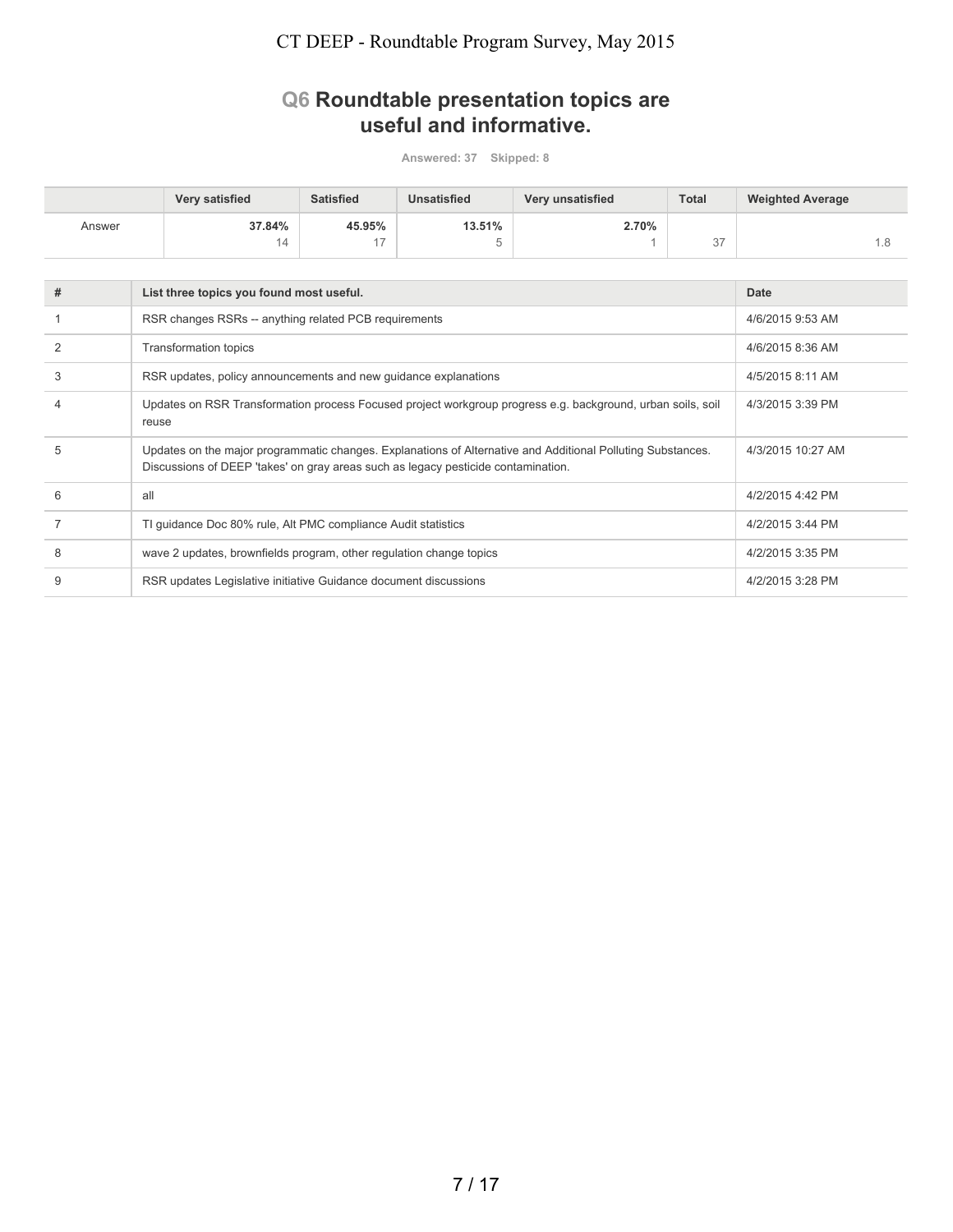## Q6 Roundtable presentation topics are useful and informative.

**Answered: 37 Skipped: 8**

| | Very satisfied | Satisfied | Unsatisfied | Very unsatisfied | Total | Weighted Average |
|---|---|---|---|---|---|---|
| Answer | 37.84%<br>14 | 45.95%<br>17 | 13.51%<br>5 | 2.70%<br>1 | 37 | 1.8 |

| # | List three topics you found most useful. | Date |
|---|---|---|
| 1 | RSR changes RSRs -- anything related PCB requirements | 4/6/2015 9:53 AM |
| 2 | Transformation topics | 4/6/2015 8:36 AM |
| 3 | RSR updates, policy announcements and new guidance explanations | 4/5/2015 8:11 AM |
| 4 | Updates on RSR Transformation process Focused project workgroup progress e.g. background, urban soils, soil reuse | 4/3/2015 3:39 PM |
| 5 | Updates on the major programmatic changes. Explanations of Alternative and Additional Polluting Substances. Discussions of DEEP 'takes' on gray areas such as legacy pesticide contamination. | 4/3/2015 10:27 AM |
| 6 | all | 4/2/2015 4:42 PM |
| 7 | TI guidance Doc 80% rule, Alt PMC compliance Audit statistics | 4/2/2015 3:44 PM |
| 8 | wave 2 updates, brownfields program, other regulation change topics | 4/2/2015 3:35 PM |
| 9 | RSR updates Legislative initiative Guidance document discussions | 4/2/2015 3:28 PM |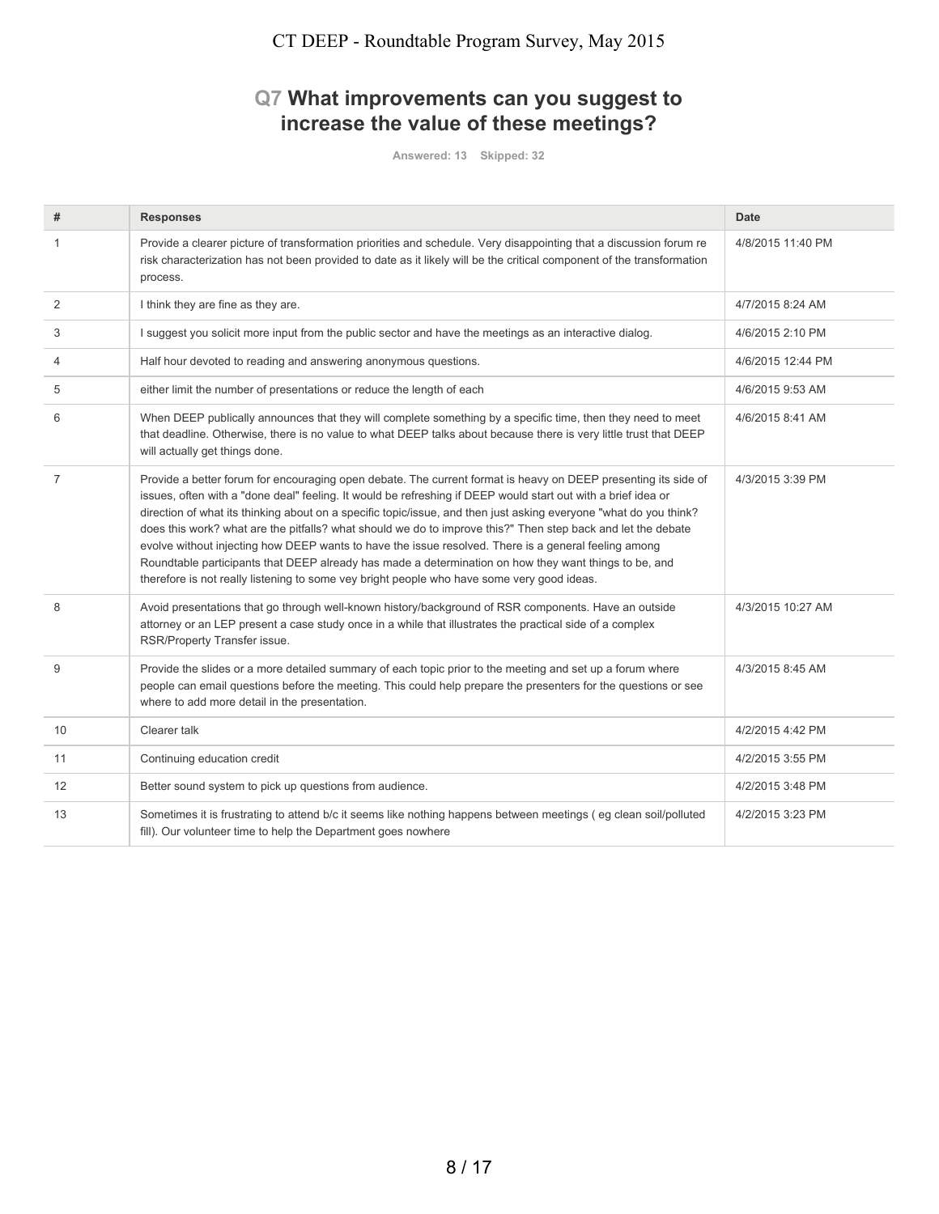## Q7 What improvements can you suggest to increase the value of these meetings?

Answered: 13 Skipped: 32

| # | Responses | Date |
|---|---|---|
| 1 | Provide a clearer picture of transformation priorities and schedule. Very disappointing that a discussion forum re risk characterization has not been provided to date as it likely will be the critical component of the transformation process. | 4/8/2015 11:40 PM |
| 2 | I think they are fine as they are. | 4/7/2015 8:24 AM |
| 3 | I suggest you solicit more input from the public sector and have the meetings as an interactive dialog. | 4/6/2015 2:10 PM |
| 4 | Half hour devoted to reading and answering anonymous questions. | 4/6/2015 12:44 PM |
| 5 | either limit the number of presentations or reduce the length of each | 4/6/2015 9:53 AM |
| 6 | When DEEP publically announces that they will complete something by a specific time, then they need to meet that deadline. Otherwise, there is no value to what DEEP talks about because there is very little trust that DEEP will actually get things done. | 4/6/2015 8:41 AM |
| 7 | Provide a better forum for encouraging open debate. The current format is heavy on DEEP presenting its side of issues, often with a "done deal" feeling. It would be refreshing if DEEP would start out with a brief idea or direction of what its thinking about on a specific topic/issue, and then just asking everyone "what do you think? does this work? what are the pitfalls? what should we do to improve this?" Then step back and let the debate evolve without injecting how DEEP wants to have the issue resolved. There is a general feeling among Roundtable participants that DEEP already has made a determination on how they want things to be, and therefore is not really listening to some vey bright people who have some very good ideas. | 4/3/2015 3:39 PM |
| 8 | Avoid presentations that go through well-known history/background of RSR components. Have an outside attorney or an LEP present a case study once in a while that illustrates the practical side of a complex RSR/Property Transfer issue. | 4/3/2015 10:27 AM |
| 9 | Provide the slides or a more detailed summary of each topic prior to the meeting and set up a forum where people can email questions before the meeting. This could help prepare the presenters for the questions or see where to add more detail in the presentation. | 4/3/2015 8:45 AM |
| 10 | Clearer talk | 4/2/2015 4:42 PM |
| 11 | Continuing education credit | 4/2/2015 3:55 PM |
| 12 | Better sound system to pick up questions from audience. | 4/2/2015 3:48 PM |
| 13 | Sometimes it is frustrating to attend b/c it seems like nothing happens between meetings ( eg clean soil/polluted fill). Our volunteer time to help the Department goes nowhere | 4/2/2015 3:23 PM |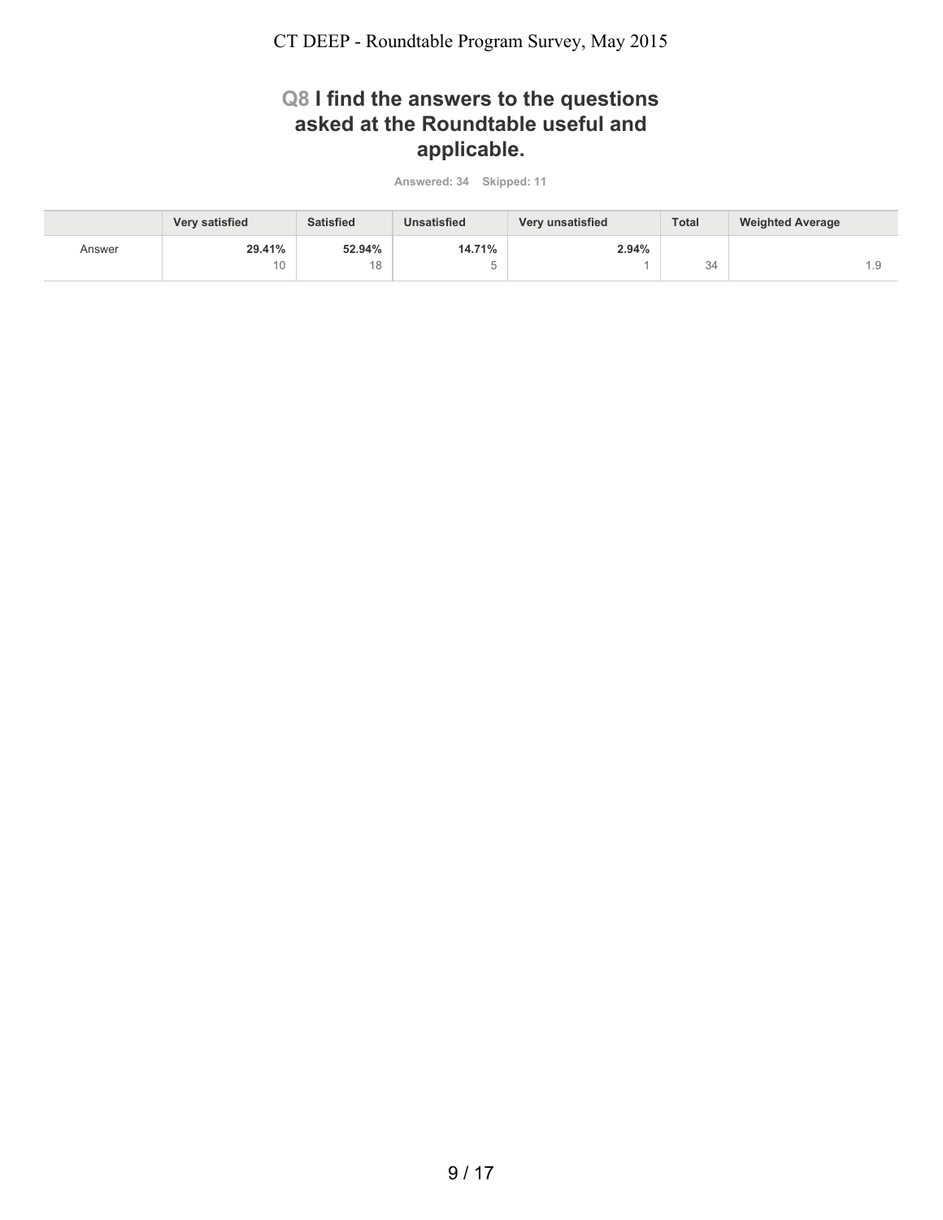## Q8 I find the answers to the questions asked at the Roundtable useful and applicable.

Answered: 34 Skipped: 11

|  | Very satisfied | Satisfied | Unsatisfied | Very unsatisfied | Total | Weighted Average |
| --- | --- | --- | --- | --- | --- | --- |
| Answer | **29.41%**<br>10 | **52.94%**<br>18 | **14.71%**<br>5 | **2.94%**<br>1 | 34 | 1.9 |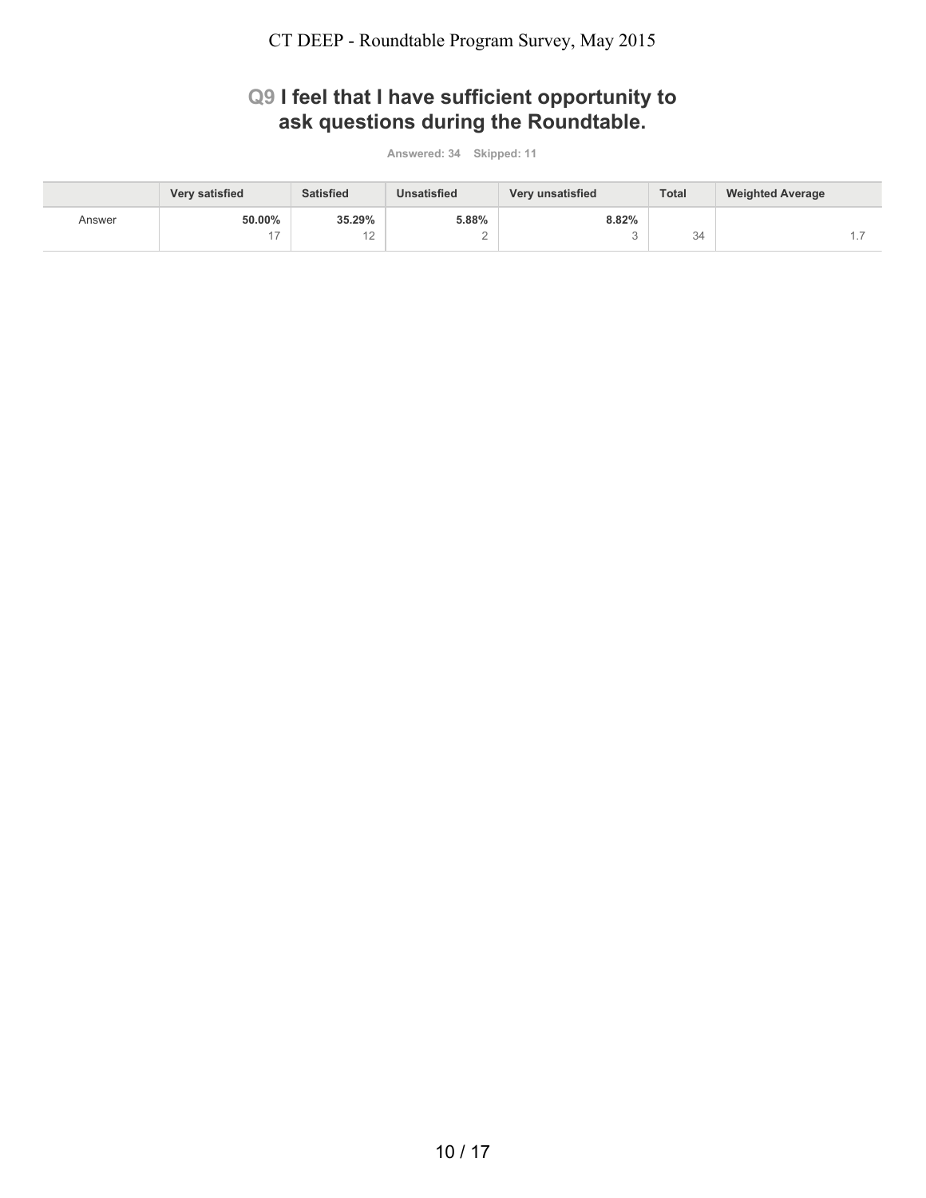## Q9 I feel that I have sufficient opportunity to ask questions during the Roundtable.

**Answered: 34 Skipped: 11**

| | Very satisfied | Satisfied | Unsatisfied | Very unsatisfied | Total | Weighted Average |
|---|---|---|---|---|---|---|
| Answer | **50.00%** 17 | **35.29%** 12 | **5.88%** 2 | **8.82%** 3 | 34 | 1.7 |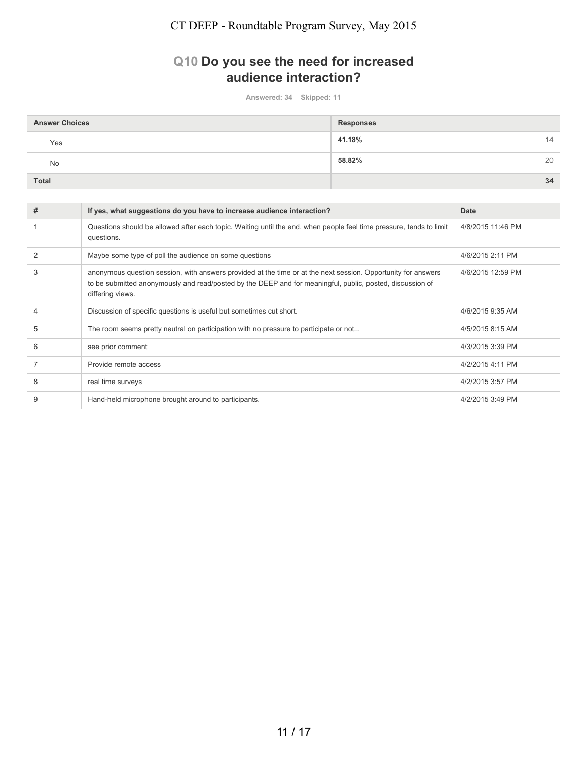## Q10 Do you see the need for increased audience interaction?

Answered: 34 Skipped: 11

| Answer Choices | Responses | |
|---|---|---|
| Yes | 41.18% | 14 |
| No | 58.82% | 20 |
| Total | | 34 |

| # | If yes, what suggestions do you have to increase audience interaction? | Date |
|---|---|---|
| 1 | Questions should be allowed after each topic. Waiting until the end, when people feel time pressure, tends to limit questions. | 4/8/2015 11:46 PM |
| 2 | Maybe some type of poll the audience on some questions | 4/6/2015 2:11 PM |
| 3 | anonymous question session, with answers provided at the time or at the next session. Opportunity for answers to be submitted anonymously and read/posted by the DEEP and for meaningful, public, posted, discussion of differing views. | 4/6/2015 12:59 PM |
| 4 | Discussion of specific questions is useful but sometimes cut short. | 4/6/2015 9:35 AM |
| 5 | The room seems pretty neutral on participation with no pressure to participate or not... | 4/5/2015 8:15 AM |
| 6 | see prior comment | 4/3/2015 3:39 PM |
| 7 | Provide remote access | 4/2/2015 4:11 PM |
| 8 | real time surveys | 4/2/2015 3:57 PM |
| 9 | Hand-held microphone brought around to participants. | 4/2/2015 3:49 PM |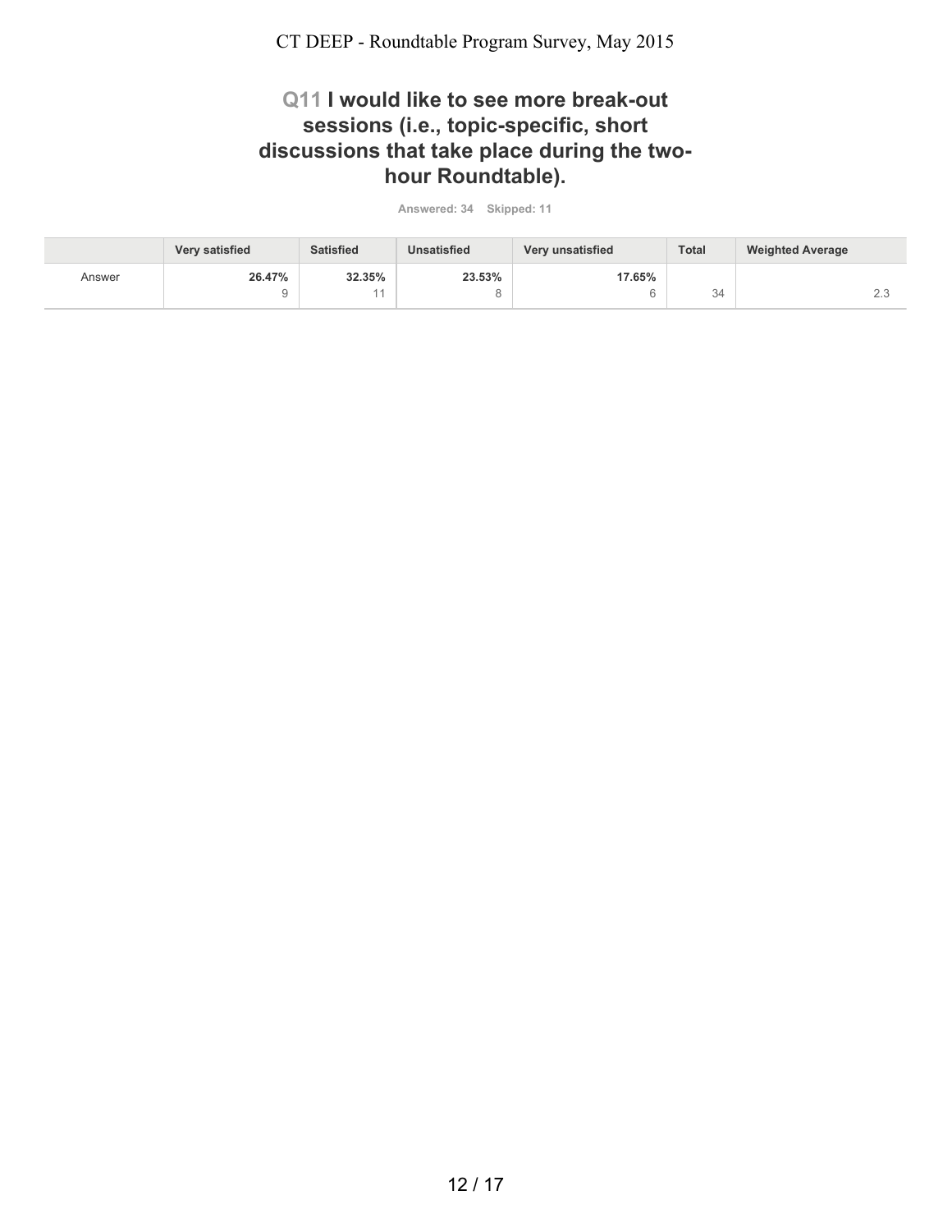## Q11 I would like to see more break-out sessions (i.e., topic-specific, short discussions that take place during the two-hour Roundtable).

Answered: 34 Skipped: 11

| | Very satisfied | Satisfied | Unsatisfied | Very unsatisfied | Total | Weighted Average |
|---|---|---|---|---|---|---|
| Answer | **26.47%** 9 | **32.35%** 11 | **23.53%** 8 | **17.65%** 6 | 34 | 2.3 |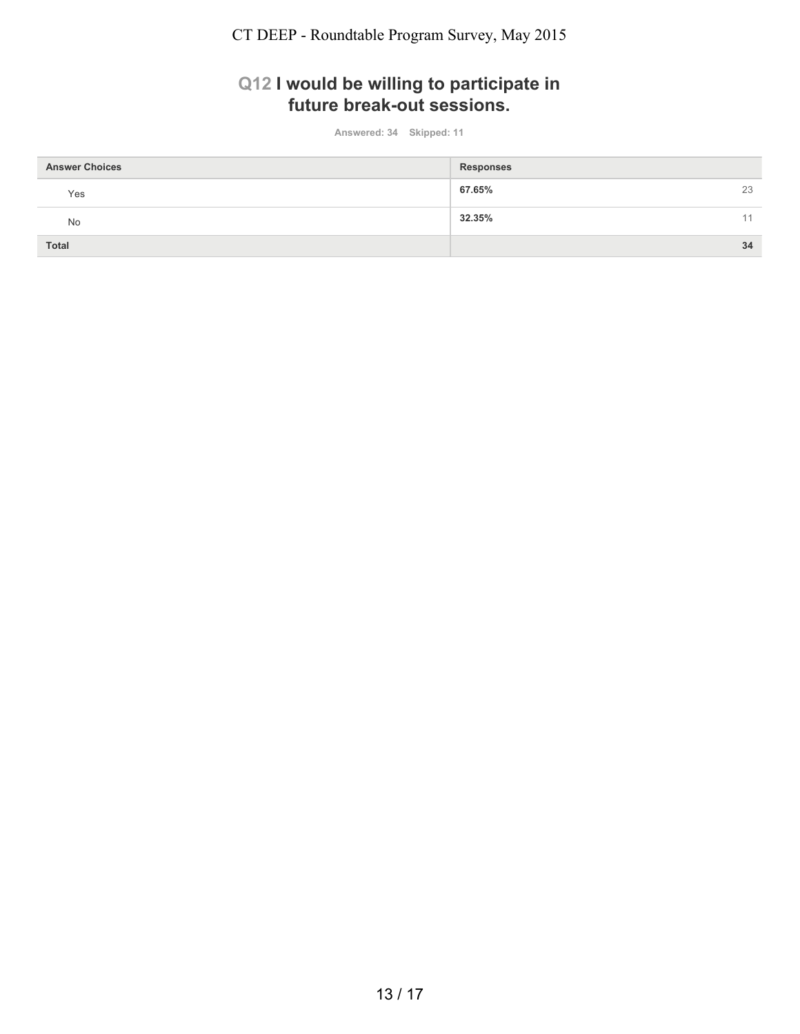## Q12 I would be willing to participate in future break-out sessions.

Answered: 34 Skipped: 11

| Answer Choices | Responses | |
|---|---|---|
| Yes | **67.65%** | 23 |
| No | **32.35%** | 11 |
| **Total** | | **34** |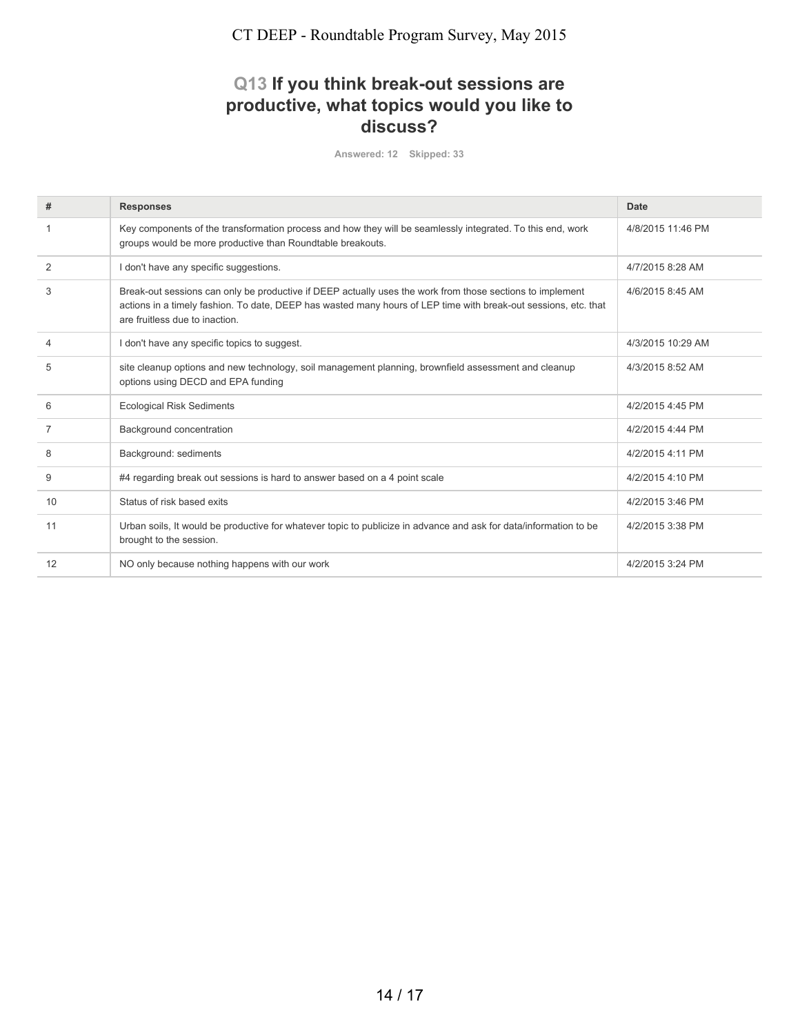## Q13 If you think break-out sessions are productive, what topics would you like to discuss?

Answered: 12 Skipped: 33

| # | Responses | Date |
|---|---|---|
| 1 | Key components of the transformation process and how they will be seamlessly integrated. To this end, work groups would be more productive than Roundtable breakouts. | 4/8/2015 11:46 PM |
| 2 | I don't have any specific suggestions. | 4/7/2015 8:28 AM |
| 3 | Break-out sessions can only be productive if DEEP actually uses the work from those sections to implement actions in a timely fashion. To date, DEEP has wasted many hours of LEP time with break-out sessions, etc. that are fruitless due to inaction. | 4/6/2015 8:45 AM |
| 4 | I don't have any specific topics to suggest. | 4/3/2015 10:29 AM |
| 5 | site cleanup options and new technology, soil management planning, brownfield assessment and cleanup options using DECD and EPA funding | 4/3/2015 8:52 AM |
| 6 | Ecological Risk Sediments | 4/2/2015 4:45 PM |
| 7 | Background concentration | 4/2/2015 4:44 PM |
| 8 | Background: sediments | 4/2/2015 4:11 PM |
| 9 | #4 regarding break out sessions is hard to answer based on a 4 point scale | 4/2/2015 4:10 PM |
| 10 | Status of risk based exits | 4/2/2015 3:46 PM |
| 11 | Urban soils, It would be productive for whatever topic to publicize in advance and ask for data/information to be brought to the session. | 4/2/2015 3:38 PM |
| 12 | NO only because nothing happens with our work | 4/2/2015 3:24 PM |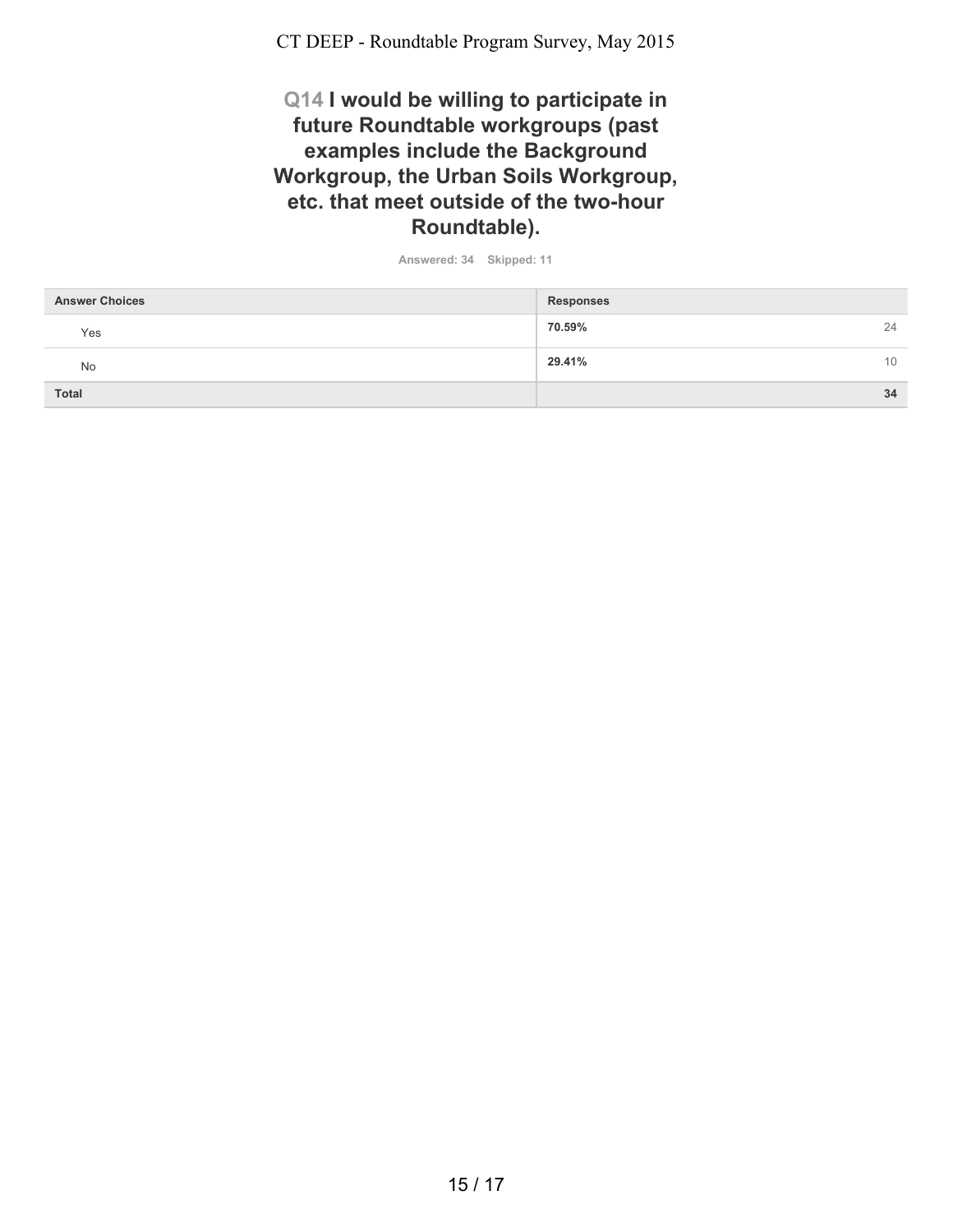## Q14 I would be willing to participate in future Roundtable workgroups (past examples include the Background Workgroup, the Urban Soils Workgroup, etc. that meet outside of the two-hour Roundtable).

Answered: 34 Skipped: 11

| Answer Choices | Responses | |
|---|---|---|
| Yes | **70.59%** | 24 |
| No | **29.41%** | 10 |
| **Total** | | **34** |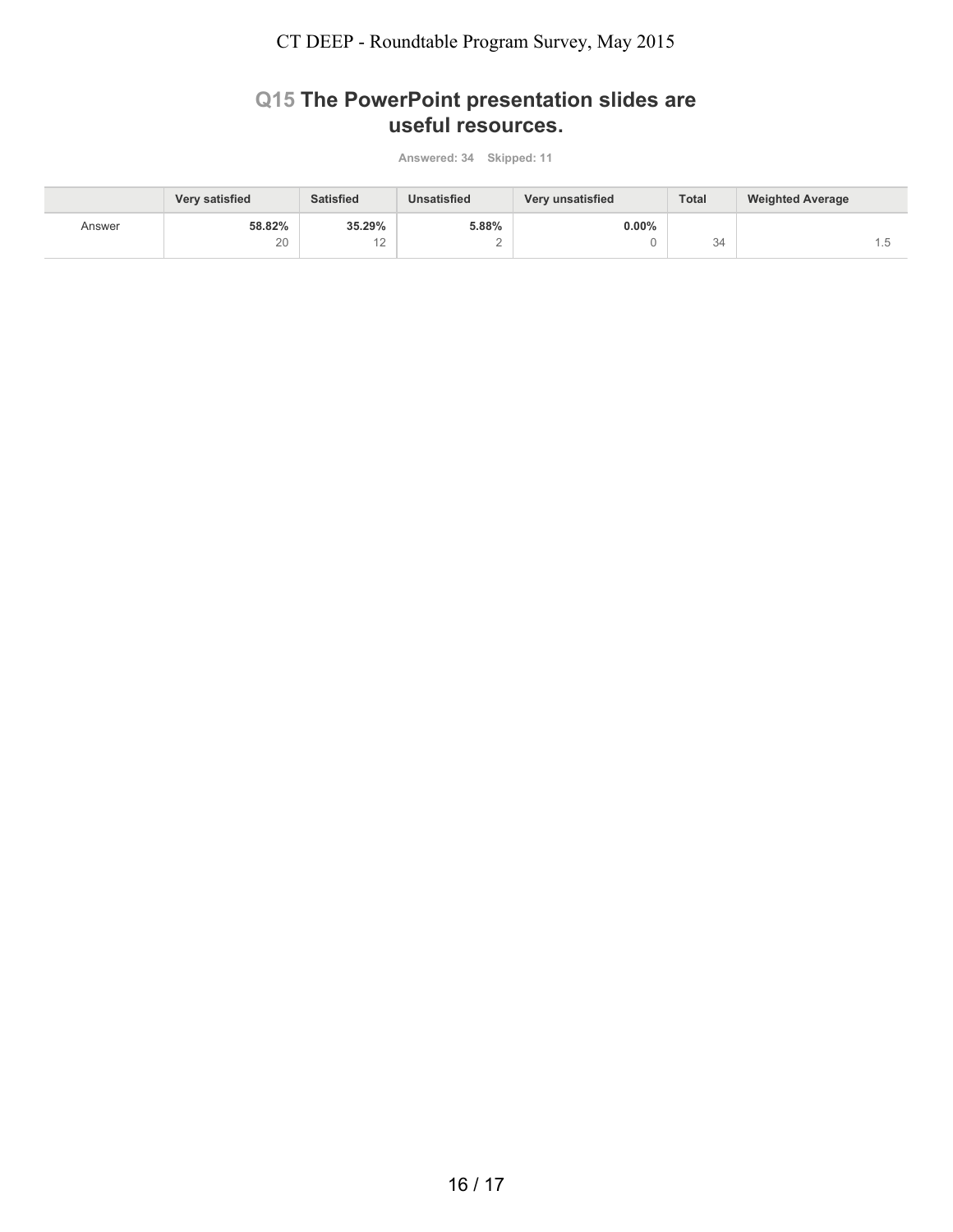## Q15 The PowerPoint presentation slides are useful resources.

Answered: 34 Skipped: 11

| | Very satisfied | Satisfied | Unsatisfied | Very unsatisfied | Total | Weighted Average |
|---|---|---|---|---|---|---|
| Answer | **58.82%**<br>20 | **35.29%**<br>12 | **5.88%**<br>2 | **0.00%**<br>0 | 34 | 1.5 |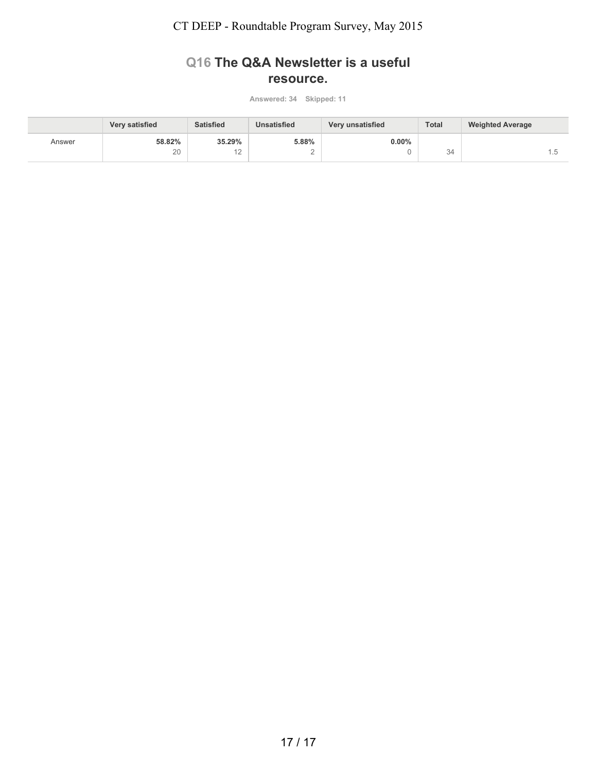## Q16 The Q&A Newsletter is a useful resource.

Answered: 34 Skipped: 11

| | Very satisfied | Satisfied | Unsatisfied | Very unsatisfied | Total | Weighted Average |
|---|---|---|---|---|---|---|
| Answer | **58.82%** 20 | **35.29%** 12 | **5.88%** 2 | **0.00%** 0 | 34 | 1.5 |